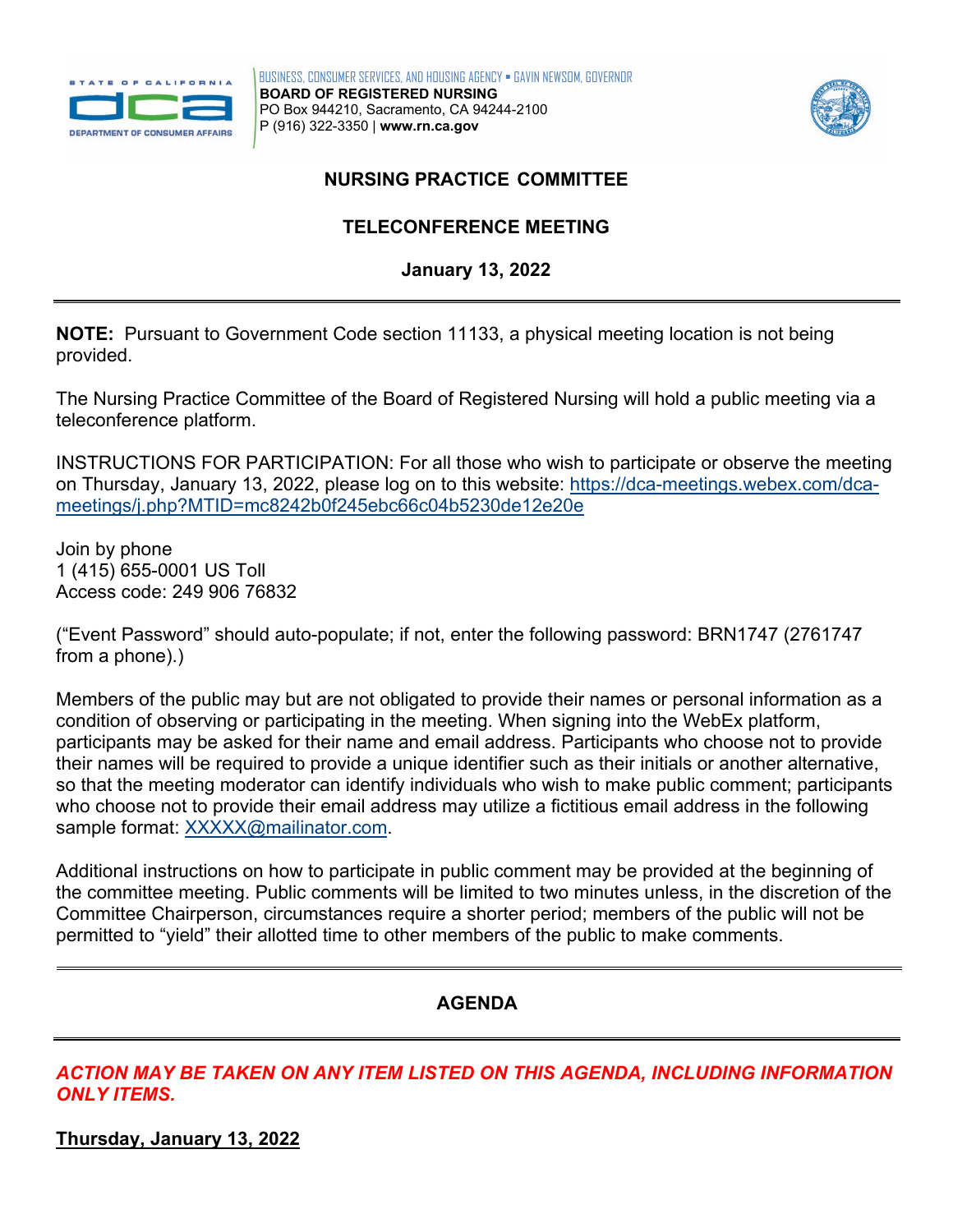BUSINESS, CONSUMER SERVICES, AND HOUSING AGENCY • GAVIN NEWSOM, GOVERNOR
**BOARD OF REGISTERED NURSING**
PO Box 944210, Sacramento, CA 94244-2100
P (916) 322-3350 | **www.rn.ca.gov**

# NURSING PRACTICE COMMITTEE

## TELECONFERENCE MEETING

**January 13, 2022**

---

**NOTE:** Pursuant to Government Code section 11133, a physical meeting location is not being provided.

The Nursing Practice Committee of the Board of Registered Nursing will hold a public meeting via a teleconference platform.

INSTRUCTIONS FOR PARTICIPATION: For all those who wish to participate or observe the meeting on Thursday, January 13, 2022, please log on to this website: https://dca-meetings.webex.com/dca-meetings/j.php?MTID=mc8242b0f245ebc66c04b5230de12e20e

Join by phone
1 (415) 655-0001 US Toll
Access code: 249 906 76832

("Event Password" should auto-populate; if not, enter the following password: BRN1747 (2761747 from a phone).)

Members of the public may but are not obligated to provide their names or personal information as a condition of observing or participating in the meeting. When signing into the WebEx platform, participants may be asked for their name and email address. Participants who choose not to provide their names will be required to provide a unique identifier such as their initials or another alternative, so that the meeting moderator can identify individuals who wish to make public comment; participants who choose not to provide their email address may utilize a fictitious email address in the following sample format: XXXXX@mailinator.com.

Additional instructions on how to participate in public comment may be provided at the beginning of the committee meeting. Public comments will be limited to two minutes unless, in the discretion of the Committee Chairperson, circumstances require a shorter period; members of the public will not be permitted to "yield" their allotted time to other members of the public to make comments.

---

## AGENDA

---

***ACTION MAY BE TAKEN ON ANY ITEM LISTED ON THIS AGENDA, INCLUDING INFORMATION ONLY ITEMS.***

**Thursday, January 13, 2022**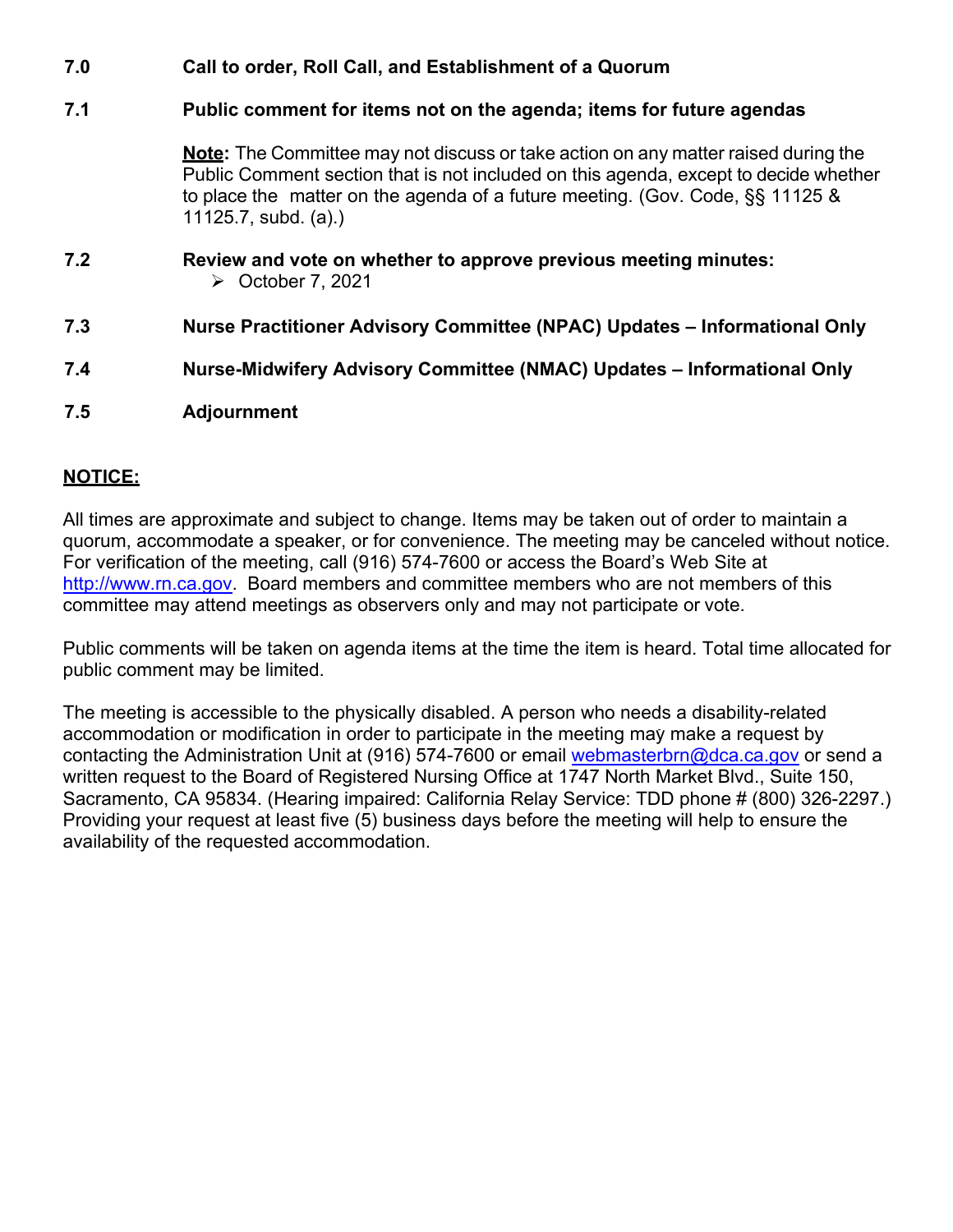**7.0 Call to order, Roll Call, and Establishment of a Quorum**

**7.1 Public comment for items not on the agenda; items for future agendas**

**Note:** The Committee may not discuss or take action on any matter raised during the Public Comment section that is not included on this agenda, except to decide whether to place the matter on the agenda of a future meeting. (Gov. Code, §§ 11125 & 11125.7, subd. (a).)

**7.2 Review and vote on whether to approve previous meeting minutes:**

- October 7, 2021

**7.3 Nurse Practitioner Advisory Committee (NPAC) Updates – Informational Only**

**7.4 Nurse-Midwifery Advisory Committee (NMAC) Updates – Informational Only**

**7.5 Adjournment**

**NOTICE:**

All times are approximate and subject to change. Items may be taken out of order to maintain a quorum, accommodate a speaker, or for convenience. The meeting may be canceled without notice. For verification of the meeting, call (916) 574-7600 or access the Board's Web Site at http://www.rn.ca.gov. Board members and committee members who are not members of this committee may attend meetings as observers only and may not participate or vote.

Public comments will be taken on agenda items at the time the item is heard. Total time allocated for public comment may be limited.

The meeting is accessible to the physically disabled. A person who needs a disability-related accommodation or modification in order to participate in the meeting may make a request by contacting the Administration Unit at (916) 574-7600 or email webmasterbrn@dca.ca.gov or send a written request to the Board of Registered Nursing Office at 1747 North Market Blvd., Suite 150, Sacramento, CA 95834. (Hearing impaired: California Relay Service: TDD phone # (800) 326-2297.) Providing your request at least five (5) business days before the meeting will help to ensure the availability of the requested accommodation.